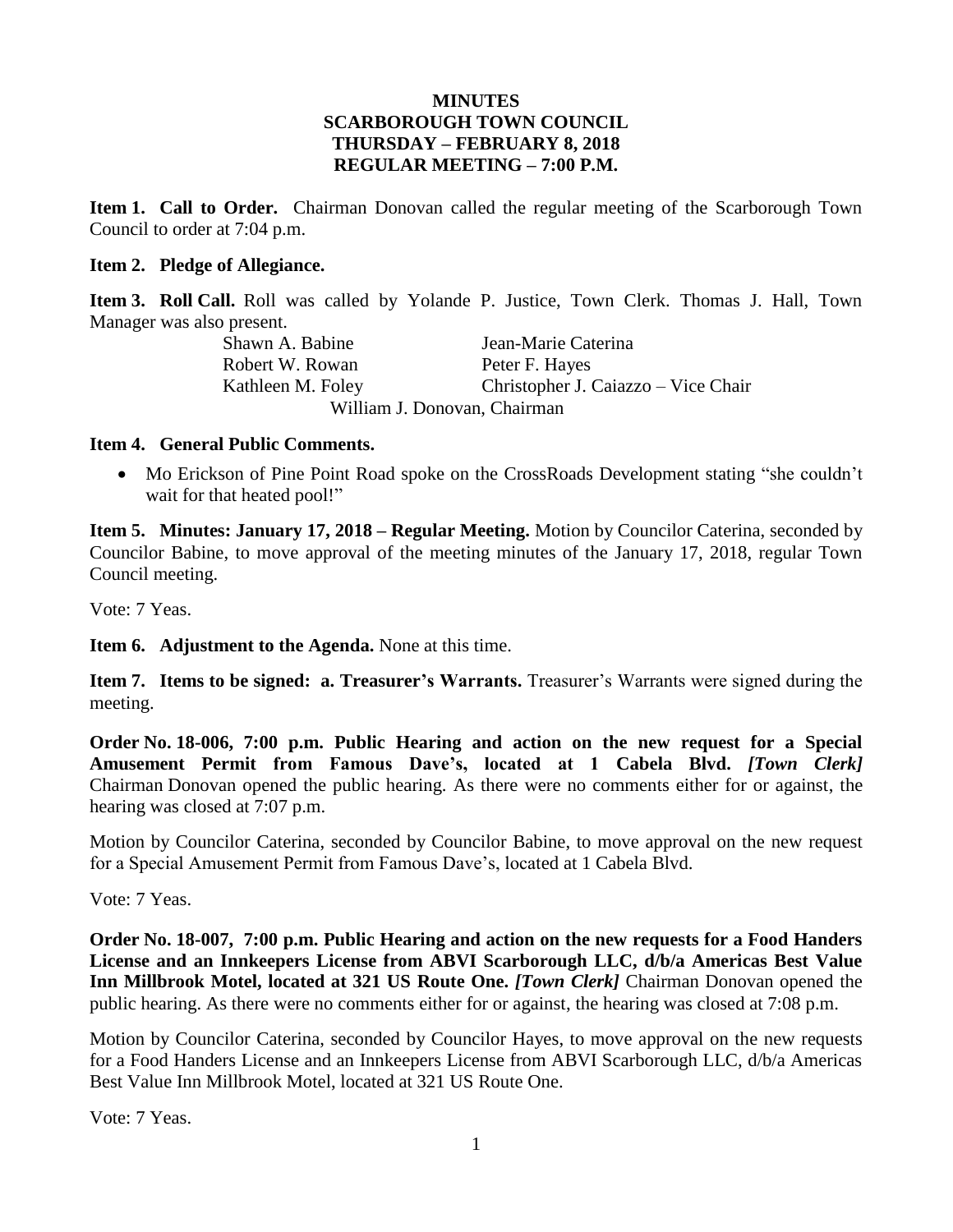**MINUTES**
**SCARBOROUGH TOWN COUNCIL**
**THURSDAY – FEBRUARY 8, 2018**
**REGULAR MEETING – 7:00 P.M.**

**Item 1. Call to Order.** Chairman Donovan called the regular meeting of the Scarborough Town Council to order at 7:04 p.m.

**Item 2. Pledge of Allegiance.**

**Item 3. Roll Call.** Roll was called by Yolande P. Justice, Town Clerk. Thomas J. Hall, Town Manager was also present.

| | |
|---|---|
| Shawn A. Babine | Jean-Marie Caterina |
| Robert W. Rowan | Peter F. Hayes |
| Kathleen M. Foley | Christopher J. Caiazzo – Vice Chair |

William J. Donovan, Chairman

**Item 4. General Public Comments.**

- Mo Erickson of Pine Point Road spoke on the CrossRoads Development stating "she couldn't wait for that heated pool!"

**Item 5. Minutes: January 17, 2018 – Regular Meeting.** Motion by Councilor Caterina, seconded by Councilor Babine, to move approval of the meeting minutes of the January 17, 2018, regular Town Council meeting.

Vote: 7 Yeas.

**Item 6. Adjustment to the Agenda.** None at this time.

**Item 7. Items to be signed: a. Treasurer's Warrants.** Treasurer's Warrants were signed during the meeting.

**Order No. 18-006, 7:00 p.m. Public Hearing and action on the new request for a Special Amusement Permit from Famous Dave's, located at 1 Cabela Blvd.** ***[Town Clerk]*** Chairman Donovan opened the public hearing. As there were no comments either for or against, the hearing was closed at 7:07 p.m.

Motion by Councilor Caterina, seconded by Councilor Babine, to move approval on the new request for a Special Amusement Permit from Famous Dave's, located at 1 Cabela Blvd.

Vote: 7 Yeas.

**Order No. 18-007, 7:00 p.m. Public Hearing and action on the new requests for a Food Handers License and an Innkeepers License from ABVI Scarborough LLC, d/b/a Americas Best Value Inn Millbrook Motel, located at 321 US Route One.** ***[Town Clerk]*** Chairman Donovan opened the public hearing. As there were no comments either for or against, the hearing was closed at 7:08 p.m.

Motion by Councilor Caterina, seconded by Councilor Hayes, to move approval on the new requests for a Food Handers License and an Innkeepers License from ABVI Scarborough LLC, d/b/a Americas Best Value Inn Millbrook Motel, located at 321 US Route One.

Vote: 7 Yeas.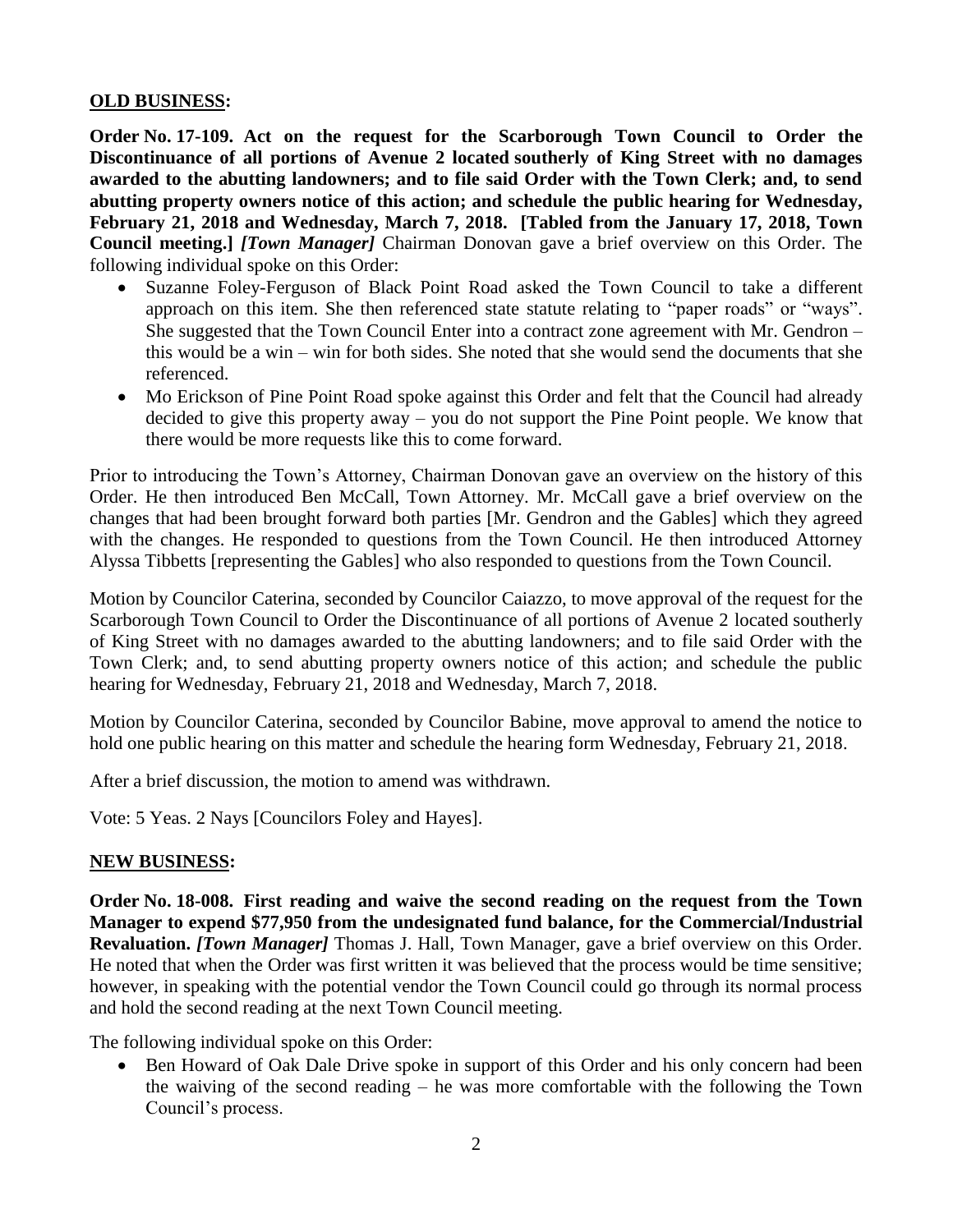**OLD BUSINESS:**

**Order No. 17-109. Act on the request for the Scarborough Town Council to Order the Discontinuance of all portions of Avenue 2 located southerly of King Street with no damages awarded to the abutting landowners; and to file said Order with the Town Clerk; and, to send abutting property owners notice of this action; and schedule the public hearing for Wednesday, February 21, 2018 and Wednesday, March 7, 2018. [Tabled from the January 17, 2018, Town Council meeting.]** ***[Town Manager]*** Chairman Donovan gave a brief overview on this Order. The following individual spoke on this Order:

- Suzanne Foley-Ferguson of Black Point Road asked the Town Council to take a different approach on this item. She then referenced state statute relating to "paper roads" or "ways". She suggested that the Town Council Enter into a contract zone agreement with Mr. Gendron – this would be a win – win for both sides. She noted that she would send the documents that she referenced.
- Mo Erickson of Pine Point Road spoke against this Order and felt that the Council had already decided to give this property away – you do not support the Pine Point people. We know that there would be more requests like this to come forward.

Prior to introducing the Town's Attorney, Chairman Donovan gave an overview on the history of this Order. He then introduced Ben McCall, Town Attorney. Mr. McCall gave a brief overview on the changes that had been brought forward both parties [Mr. Gendron and the Gables] which they agreed with the changes. He responded to questions from the Town Council. He then introduced Attorney Alyssa Tibbetts [representing the Gables] who also responded to questions from the Town Council.

Motion by Councilor Caterina, seconded by Councilor Caiazzo, to move approval of the request for the Scarborough Town Council to Order the Discontinuance of all portions of Avenue 2 located southerly of King Street with no damages awarded to the abutting landowners; and to file said Order with the Town Clerk; and, to send abutting property owners notice of this action; and schedule the public hearing for Wednesday, February 21, 2018 and Wednesday, March 7, 2018.

Motion by Councilor Caterina, seconded by Councilor Babine, move approval to amend the notice to hold one public hearing on this matter and schedule the hearing form Wednesday, February 21, 2018.

After a brief discussion, the motion to amend was withdrawn.

Vote: 5 Yeas. 2 Nays [Councilors Foley and Hayes].

**NEW BUSINESS:**

**Order No. 18-008. First reading and waive the second reading on the request from the Town Manager to expend $77,950 from the undesignated fund balance, for the Commercial/Industrial Revaluation.** ***[Town Manager]*** Thomas J. Hall, Town Manager, gave a brief overview on this Order. He noted that when the Order was first written it was believed that the process would be time sensitive; however, in speaking with the potential vendor the Town Council could go through its normal process and hold the second reading at the next Town Council meeting.

The following individual spoke on this Order:

- Ben Howard of Oak Dale Drive spoke in support of this Order and his only concern had been the waiving of the second reading – he was more comfortable with the following the Town Council's process.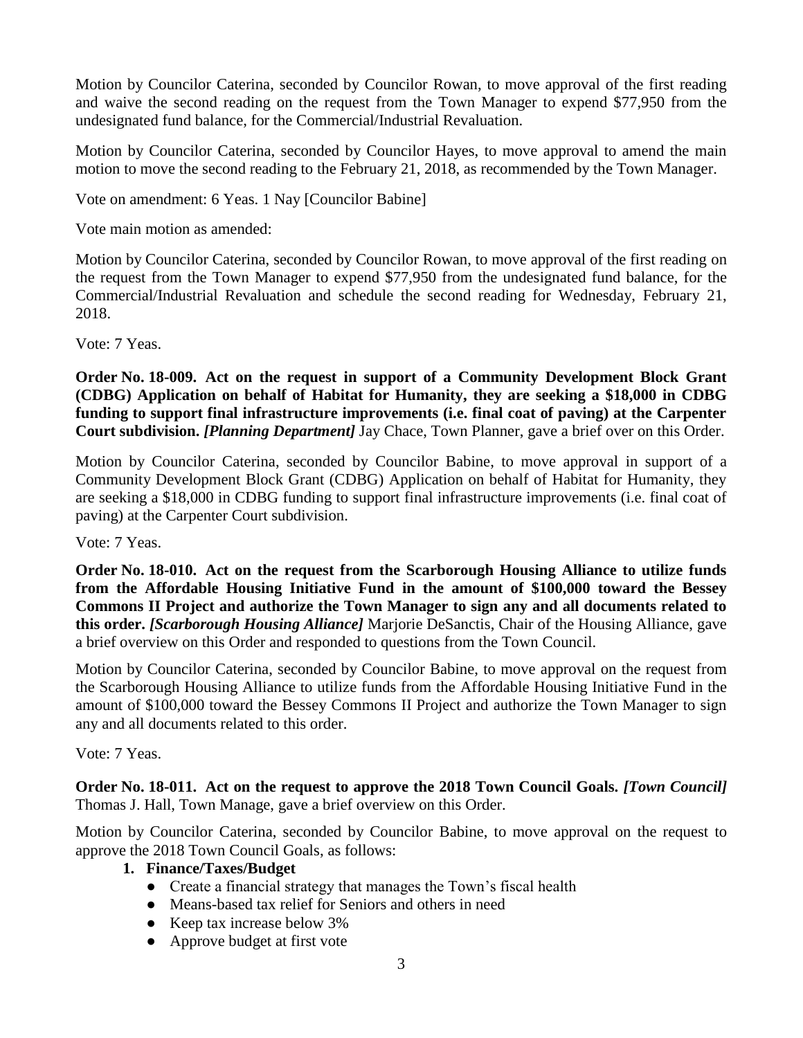Motion by Councilor Caterina, seconded by Councilor Rowan, to move approval of the first reading and waive the second reading on the request from the Town Manager to expend $77,950 from the undesignated fund balance, for the Commercial/Industrial Revaluation.

Motion by Councilor Caterina, seconded by Councilor Hayes, to move approval to amend the main motion to move the second reading to the February 21, 2018, as recommended by the Town Manager.

Vote on amendment: 6 Yeas. 1 Nay [Councilor Babine]

Vote main motion as amended:

Motion by Councilor Caterina, seconded by Councilor Rowan, to move approval of the first reading on the request from the Town Manager to expend $77,950 from the undesignated fund balance, for the Commercial/Industrial Revaluation and schedule the second reading for Wednesday, February 21, 2018.

Vote: 7 Yeas.

**Order No. 18-009. Act on the request in support of a Community Development Block Grant (CDBG) Application on behalf of Habitat for Humanity, they are seeking a $18,000 in CDBG funding to support final infrastructure improvements (i.e. final coat of paving) at the Carpenter Court subdivision.** ***[Planning Department]*** Jay Chace, Town Planner, gave a brief over on this Order.

Motion by Councilor Caterina, seconded by Councilor Babine, to move approval in support of a Community Development Block Grant (CDBG) Application on behalf of Habitat for Humanity, they are seeking a $18,000 in CDBG funding to support final infrastructure improvements (i.e. final coat of paving) at the Carpenter Court subdivision.

Vote: 7 Yeas.

**Order No. 18-010. Act on the request from the Scarborough Housing Alliance to utilize funds from the Affordable Housing Initiative Fund in the amount of $100,000 toward the Bessey Commons II Project and authorize the Town Manager to sign any and all documents related to this order.** ***[Scarborough Housing Alliance]*** Marjorie DeSanctis, Chair of the Housing Alliance, gave a brief overview on this Order and responded to questions from the Town Council.

Motion by Councilor Caterina, seconded by Councilor Babine, to move approval on the request from the Scarborough Housing Alliance to utilize funds from the Affordable Housing Initiative Fund in the amount of $100,000 toward the Bessey Commons II Project and authorize the Town Manager to sign any and all documents related to this order.

Vote: 7 Yeas.

**Order No. 18-011. Act on the request to approve the 2018 Town Council Goals.** ***[Town Council]*** Thomas J. Hall, Town Manage, gave a brief overview on this Order.

Motion by Councilor Caterina, seconded by Councilor Babine, to move approval on the request to approve the 2018 Town Council Goals, as follows:

1. **Finance/Taxes/Budget**
   - Create a financial strategy that manages the Town's fiscal health
   - Means-based tax relief for Seniors and others in need
   - Keep tax increase below 3%
   - Approve budget at first vote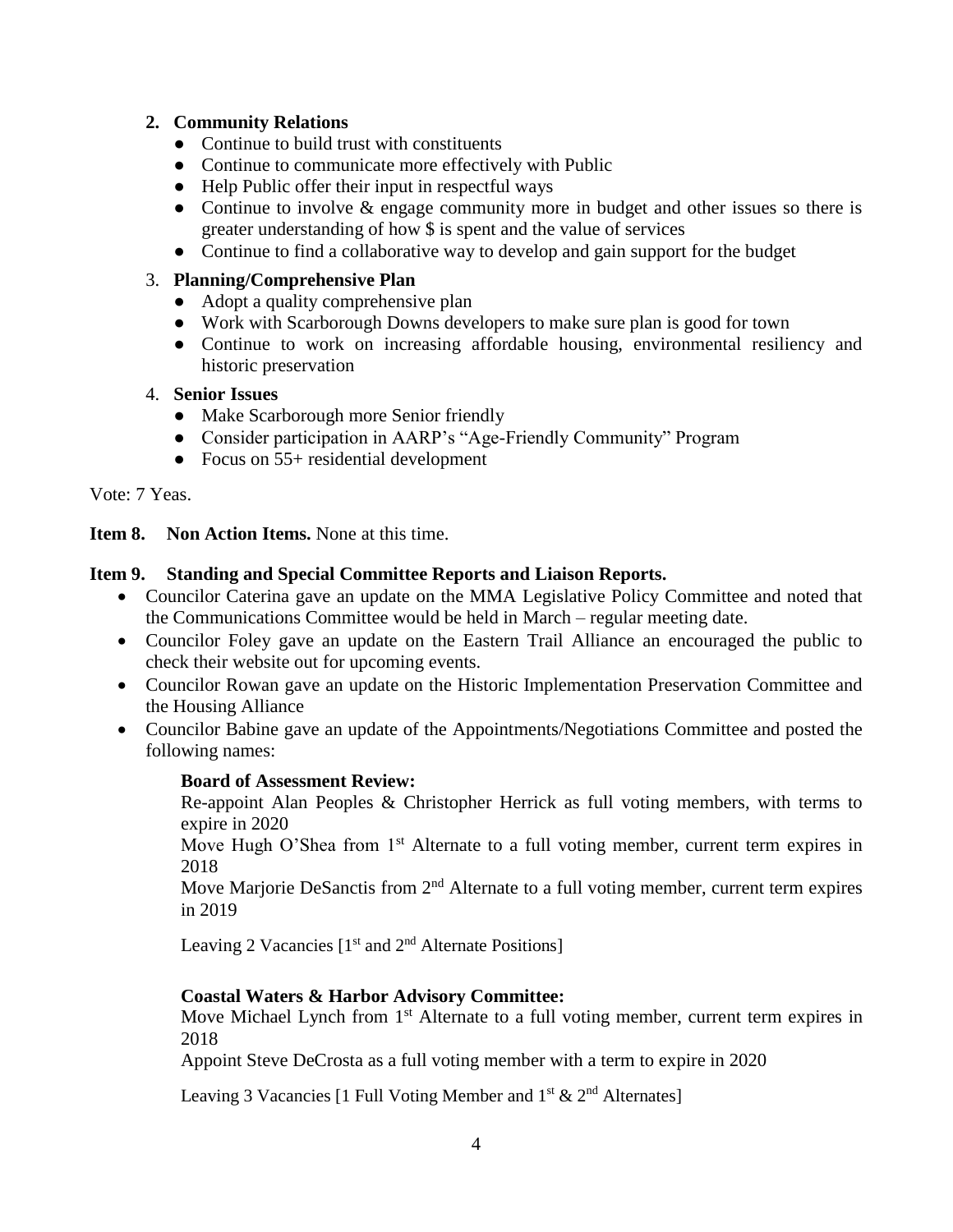2. **Community Relations**
   - Continue to build trust with constituents
   - Continue to communicate more effectively with Public
   - Help Public offer their input in respectful ways
   - Continue to involve & engage community more in budget and other issues so there is greater understanding of how $ is spent and the value of services
   - Continue to find a collaborative way to develop and gain support for the budget

3. **Planning/Comprehensive Plan**
   - Adopt a quality comprehensive plan
   - Work with Scarborough Downs developers to make sure plan is good for town
   - Continue to work on increasing affordable housing, environmental resiliency and historic preservation

4. **Senior Issues**
   - Make Scarborough more Senior friendly
   - Consider participation in AARP's "Age-Friendly Community" Program
   - Focus on 55+ residential development

Vote: 7 Yeas.

**Item 8. Non Action Items.** None at this time.

**Item 9. Standing and Special Committee Reports and Liaison Reports.**

- Councilor Caterina gave an update on the MMA Legislative Policy Committee and noted that the Communications Committee would be held in March – regular meeting date.
- Councilor Foley gave an update on the Eastern Trail Alliance an encouraged the public to check their website out for upcoming events.
- Councilor Rowan gave an update on the Historic Implementation Preservation Committee and the Housing Alliance
- Councilor Babine gave an update of the Appointments/Negotiations Committee and posted the following names:

  **Board of Assessment Review:**
  Re-appoint Alan Peoples & Christopher Herrick as full voting members, with terms to expire in 2020
  Move Hugh O'Shea from 1st Alternate to a full voting member, current term expires in 2018
  Move Marjorie DeSanctis from 2nd Alternate to a full voting member, current term expires in 2019

  Leaving 2 Vacancies [1st and 2nd Alternate Positions]

  **Coastal Waters & Harbor Advisory Committee:**
  Move Michael Lynch from 1st Alternate to a full voting member, current term expires in 2018
  Appoint Steve DeCrosta as a full voting member with a term to expire in 2020

  Leaving 3 Vacancies [1 Full Voting Member and 1st & 2nd Alternates]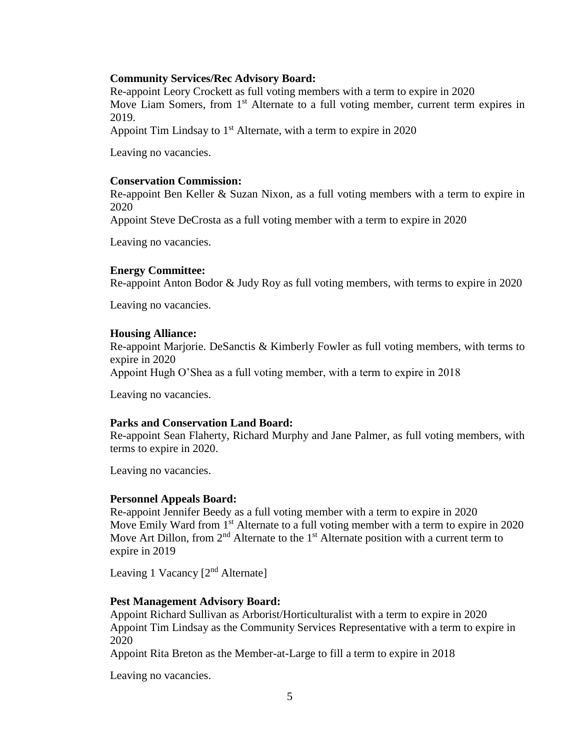**Community Services/Rec Advisory Board:**

Re-appoint Leory Crockett as full voting members with a term to expire in 2020
Move Liam Somers, from 1st Alternate to a full voting member, current term expires in 2019.
Appoint Tim Lindsay to 1st Alternate, with a term to expire in 2020

Leaving no vacancies.

**Conservation Commission:**

Re-appoint Ben Keller & Suzan Nixon, as a full voting members with a term to expire in 2020
Appoint Steve DeCrosta as a full voting member with a term to expire in 2020

Leaving no vacancies.

**Energy Committee:**

Re-appoint Anton Bodor & Judy Roy as full voting members, with terms to expire in 2020

Leaving no vacancies.

**Housing Alliance:**

Re-appoint Marjorie. DeSanctis & Kimberly Fowler as full voting members, with terms to expire in 2020
Appoint Hugh O'Shea as a full voting member, with a term to expire in 2018

Leaving no vacancies.

**Parks and Conservation Land Board:**

Re-appoint Sean Flaherty, Richard Murphy and Jane Palmer, as full voting members, with terms to expire in 2020.

Leaving no vacancies.

**Personnel Appeals Board:**

Re-appoint Jennifer Beedy as a full voting member with a term to expire in 2020
Move Emily Ward from 1st Alternate to a full voting member with a term to expire in 2020
Move Art Dillon, from 2nd Alternate to the 1st Alternate position with a current term to expire in 2019

Leaving 1 Vacancy [2nd Alternate]

**Pest Management Advisory Board:**

Appoint Richard Sullivan as Arborist/Horticulturalist with a term to expire in 2020
Appoint Tim Lindsay as the Community Services Representative with a term to expire in 2020
Appoint Rita Breton as the Member-at-Large to fill a term to expire in 2018

Leaving no vacancies.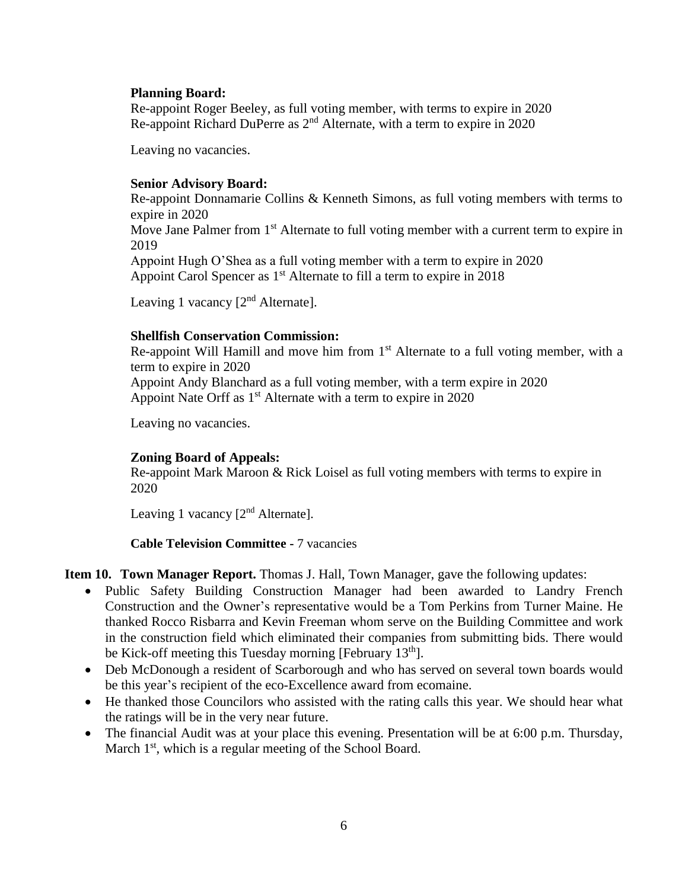**Planning Board:**
Re-appoint Roger Beeley, as full voting member, with terms to expire in 2020
Re-appoint Richard DuPerre as 2nd Alternate, with a term to expire in 2020

Leaving no vacancies.

**Senior Advisory Board:**
Re-appoint Donnamarie Collins & Kenneth Simons, as full voting members with terms to expire in 2020
Move Jane Palmer from 1st Alternate to full voting member with a current term to expire in 2019
Appoint Hugh O'Shea as a full voting member with a term to expire in 2020
Appoint Carol Spencer as 1st Alternate to fill a term to expire in 2018

Leaving 1 vacancy [2nd Alternate].

**Shellfish Conservation Commission:**
Re-appoint Will Hamill and move him from 1st Alternate to a full voting member, with a term to expire in 2020
Appoint Andy Blanchard as a full voting member, with a term expire in 2020
Appoint Nate Orff as 1st Alternate with a term to expire in 2020

Leaving no vacancies.

**Zoning Board of Appeals:**
Re-appoint Mark Maroon & Rick Loisel as full voting members with terms to expire in 2020

Leaving 1 vacancy [2nd Alternate].

**Cable Television Committee** - 7 vacancies

**Item 10. Town Manager Report.** Thomas J. Hall, Town Manager, gave the following updates:

- Public Safety Building Construction Manager had been awarded to Landry French Construction and the Owner's representative would be a Tom Perkins from Turner Maine. He thanked Rocco Risbarra and Kevin Freeman whom serve on the Building Committee and work in the construction field which eliminated their companies from submitting bids. There would be Kick-off meeting this Tuesday morning [February 13th].
- Deb McDonough a resident of Scarborough and who has served on several town boards would be this year's recipient of the eco-Excellence award from ecomaine.
- He thanked those Councilors who assisted with the rating calls this year. We should hear what the ratings will be in the very near future.
- The financial Audit was at your place this evening. Presentation will be at 6:00 p.m. Thursday, March 1st, which is a regular meeting of the School Board.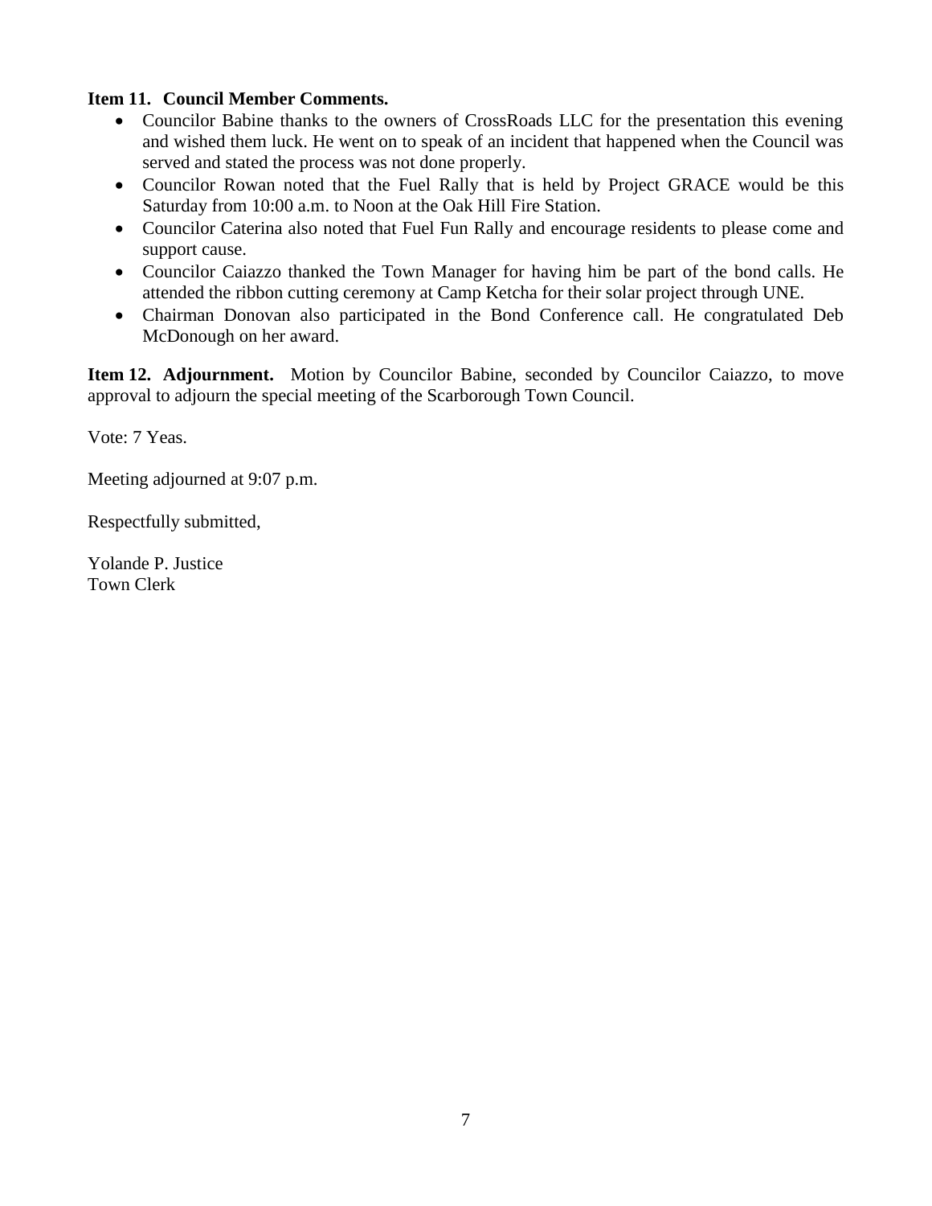**Item 11. Council Member Comments.**

- Councilor Babine thanks to the owners of CrossRoads LLC for the presentation this evening and wished them luck. He went on to speak of an incident that happened when the Council was served and stated the process was not done properly.
- Councilor Rowan noted that the Fuel Rally that is held by Project GRACE would be this Saturday from 10:00 a.m. to Noon at the Oak Hill Fire Station.
- Councilor Caterina also noted that Fuel Fun Rally and encourage residents to please come and support cause.
- Councilor Caiazzo thanked the Town Manager for having him be part of the bond calls. He attended the ribbon cutting ceremony at Camp Ketcha for their solar project through UNE.
- Chairman Donovan also participated in the Bond Conference call. He congratulated Deb McDonough on her award.

**Item 12. Adjournment.** Motion by Councilor Babine, seconded by Councilor Caiazzo, to move approval to adjourn the special meeting of the Scarborough Town Council.

Vote: 7 Yeas.

Meeting adjourned at 9:07 p.m.

Respectfully submitted,

Yolande P. Justice
Town Clerk